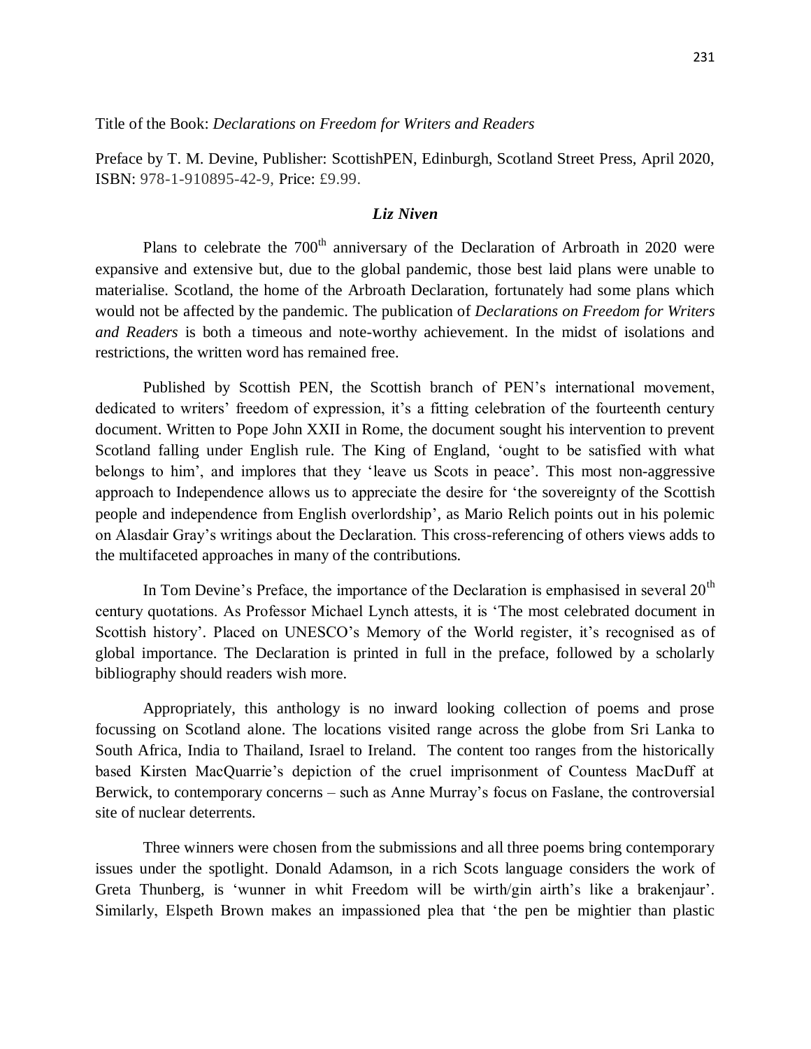Title of the Book: *Declarations on Freedom for Writers and Readers*

Preface by T. M. Devine, Publisher: ScottishPEN, Edinburgh, Scotland Street Press, April 2020, ISBN: 978-1-910895-42-9, Price: £9.99.

***Liz Niven***

Plans to celebrate the 700th anniversary of the Declaration of Arbroath in 2020 were expansive and extensive but, due to the global pandemic, those best laid plans were unable to materialise. Scotland, the home of the Arbroath Declaration, fortunately had some plans which would not be affected by the pandemic. The publication of *Declarations on Freedom for Writers and Readers* is both a timeous and note-worthy achievement. In the midst of isolations and restrictions, the written word has remained free.

Published by Scottish PEN, the Scottish branch of PEN's international movement, dedicated to writers' freedom of expression, it's a fitting celebration of the fourteenth century document. Written to Pope John XXII in Rome, the document sought his intervention to prevent Scotland falling under English rule. The King of England, 'ought to be satisfied with what belongs to him', and implores that they 'leave us Scots in peace'. This most non-aggressive approach to Independence allows us to appreciate the desire for 'the sovereignty of the Scottish people and independence from English overlordship', as Mario Relich points out in his polemic on Alasdair Gray's writings about the Declaration. This cross-referencing of others views adds to the multifaceted approaches in many of the contributions.

In Tom Devine's Preface, the importance of the Declaration is emphasised in several 20th century quotations. As Professor Michael Lynch attests, it is 'The most celebrated document in Scottish history'. Placed on UNESCO's Memory of the World register, it's recognised as of global importance. The Declaration is printed in full in the preface, followed by a scholarly bibliography should readers wish more.

Appropriately, this anthology is no inward looking collection of poems and prose focussing on Scotland alone. The locations visited range across the globe from Sri Lanka to South Africa, India to Thailand, Israel to Ireland. The content too ranges from the historically based Kirsten MacQuarrie's depiction of the cruel imprisonment of Countess MacDuff at Berwick, to contemporary concerns – such as Anne Murray's focus on Faslane, the controversial site of nuclear deterrents.

Three winners were chosen from the submissions and all three poems bring contemporary issues under the spotlight. Donald Adamson, in a rich Scots language considers the work of Greta Thunberg, is 'wunner in whit Freedom will be wirth/gin airth's like a brakenjaur'. Similarly, Elspeth Brown makes an impassioned plea that 'the pen be mightier than plastic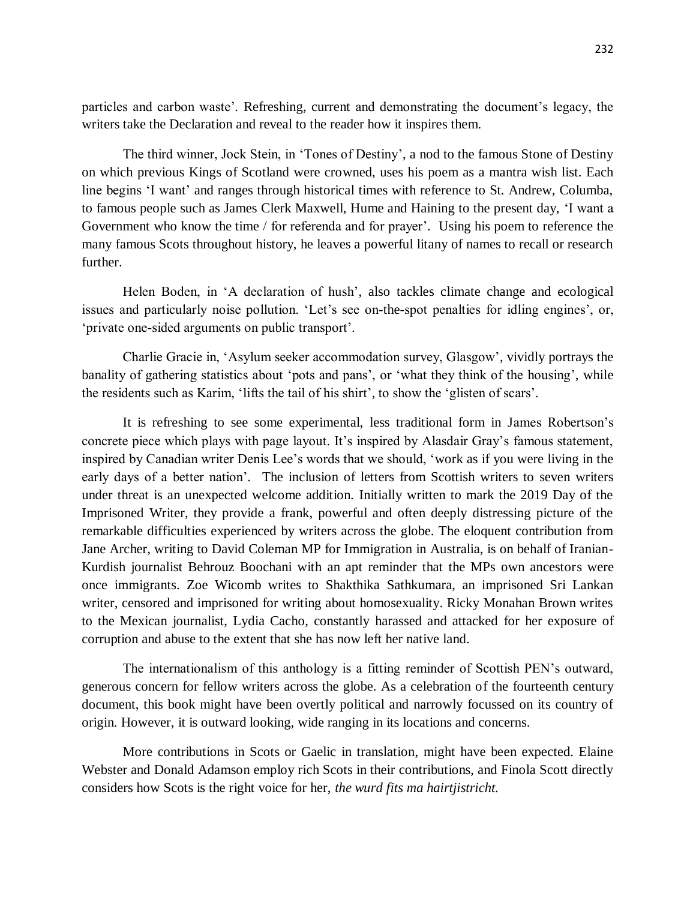particles and carbon waste'. Refreshing, current and demonstrating the document's legacy, the writers take the Declaration and reveal to the reader how it inspires them.

The third winner, Jock Stein, in 'Tones of Destiny', a nod to the famous Stone of Destiny on which previous Kings of Scotland were crowned, uses his poem as a mantra wish list. Each line begins 'I want' and ranges through historical times with reference to St. Andrew, Columba, to famous people such as James Clerk Maxwell, Hume and Haining to the present day, 'I want a Government who know the time / for referenda and for prayer'. Using his poem to reference the many famous Scots throughout history, he leaves a powerful litany of names to recall or research further.

Helen Boden, in 'A declaration of hush', also tackles climate change and ecological issues and particularly noise pollution. 'Let's see on-the-spot penalties for idling engines', or, 'private one-sided arguments on public transport'.

Charlie Gracie in, 'Asylum seeker accommodation survey, Glasgow', vividly portrays the banality of gathering statistics about 'pots and pans', or 'what they think of the housing', while the residents such as Karim, 'lifts the tail of his shirt', to show the 'glisten of scars'.

It is refreshing to see some experimental, less traditional form in James Robertson's concrete piece which plays with page layout. It's inspired by Alasdair Gray's famous statement, inspired by Canadian writer Denis Lee's words that we should, 'work as if you were living in the early days of a better nation'. The inclusion of letters from Scottish writers to seven writers under threat is an unexpected welcome addition. Initially written to mark the 2019 Day of the Imprisoned Writer, they provide a frank, powerful and often deeply distressing picture of the remarkable difficulties experienced by writers across the globe. The eloquent contribution from Jane Archer, writing to David Coleman MP for Immigration in Australia, is on behalf of Iranian-Kurdish journalist Behrouz Boochani with an apt reminder that the MPs own ancestors were once immigrants. Zoe Wicomb writes to Shakthika Sathkumara, an imprisoned Sri Lankan writer, censored and imprisoned for writing about homosexuality. Ricky Monahan Brown writes to the Mexican journalist, Lydia Cacho, constantly harassed and attacked for her exposure of corruption and abuse to the extent that she has now left her native land.

The internationalism of this anthology is a fitting reminder of Scottish PEN's outward, generous concern for fellow writers across the globe. As a celebration of the fourteenth century document, this book might have been overtly political and narrowly focussed on its country of origin. However, it is outward looking, wide ranging in its locations and concerns.

More contributions in Scots or Gaelic in translation, might have been expected. Elaine Webster and Donald Adamson employ rich Scots in their contributions, and Finola Scott directly considers how Scots is the right voice for her, *the wurd fits ma hairtjistricht.*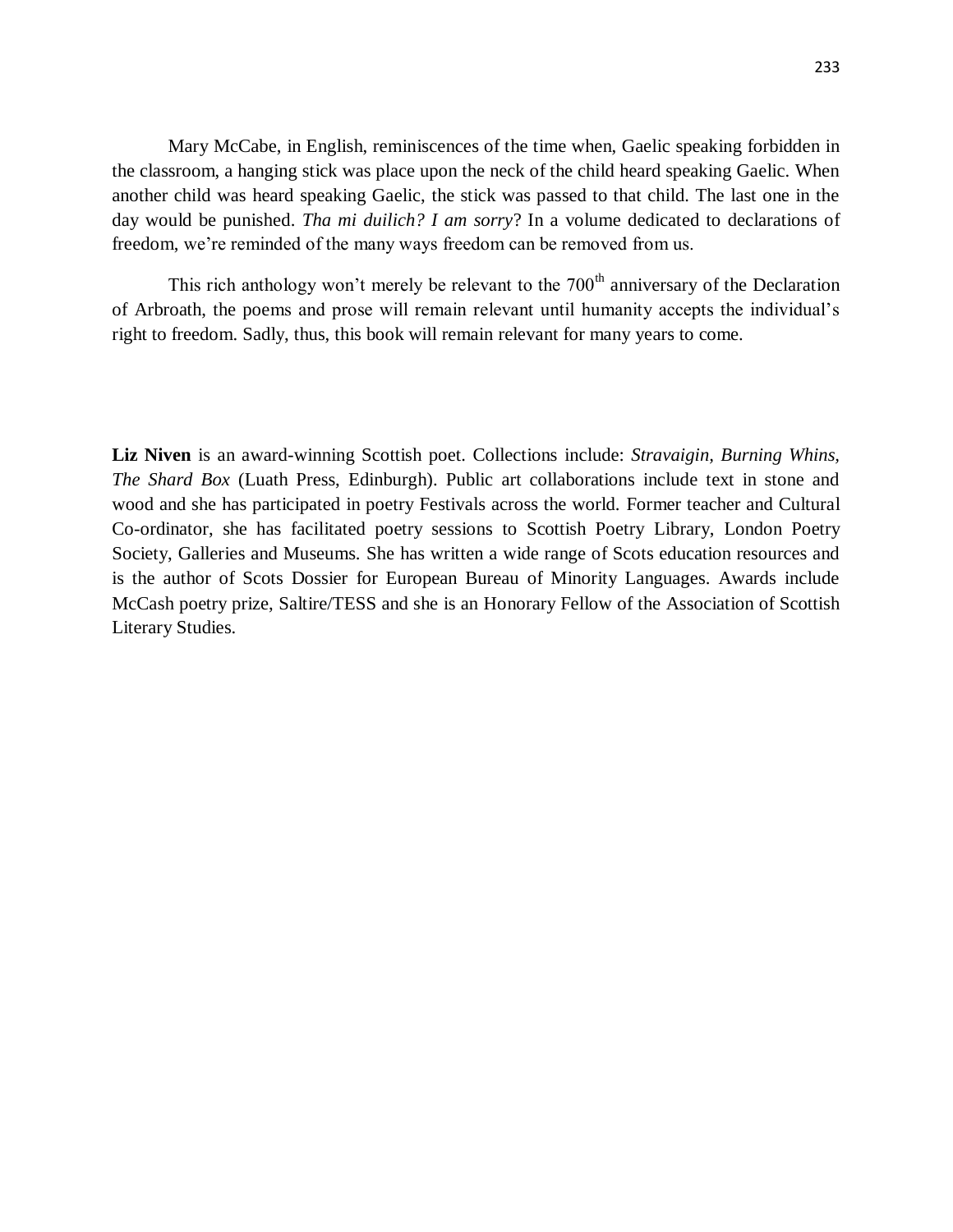Mary McCabe, in English, reminiscences of the time when, Gaelic speaking forbidden in the classroom, a hanging stick was place upon the neck of the child heard speaking Gaelic. When another child was heard speaking Gaelic, the stick was passed to that child. The last one in the day would be punished. *Tha mi duilich? I am sorry*? In a volume dedicated to declarations of freedom, we're reminded of the many ways freedom can be removed from us.

This rich anthology won't merely be relevant to the 700th anniversary of the Declaration of Arbroath, the poems and prose will remain relevant until humanity accepts the individual's right to freedom. Sadly, thus, this book will remain relevant for many years to come.

**Liz Niven** is an award-winning Scottish poet. Collections include: *Stravaigin, Burning Whins, The Shard Box* (Luath Press, Edinburgh). Public art collaborations include text in stone and wood and she has participated in poetry Festivals across the world. Former teacher and Cultural Co-ordinator, she has facilitated poetry sessions to Scottish Poetry Library, London Poetry Society, Galleries and Museums. She has written a wide range of Scots education resources and is the author of Scots Dossier for European Bureau of Minority Languages. Awards include McCash poetry prize, Saltire/TESS and she is an Honorary Fellow of the Association of Scottish Literary Studies.